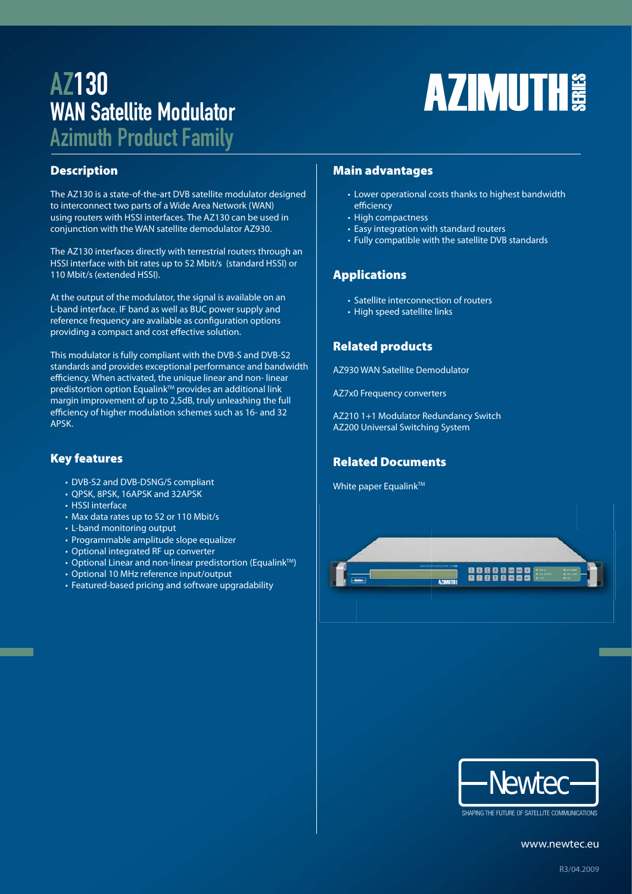# AZ130 WAN Satellite Modulator

## Azimuth Product Family

AZIMUTH SERIES

## Description

The AZ130 is a state-of-the-art DVB satellite modulator designed to interconnect two parts of a Wide Area Network (WAN) using routers with HSSI interfaces. The AZ130 can be used in conjunction with the WAN satellite demodulator AZ930.

The AZ130 interfaces directly with terrestrial routers through an HSSI interface with bit rates up to 52 Mbit/s (standard HSSI) or 110 Mbit/s (extended HSSI).

At the output of the modulator, the signal is available on an L-band interface. IF band as well as BUC power supply and reference frequency are available as configuration options providing a compact and cost effective solution.

This modulator is fully compliant with the DVB-S and DVB-S2 standards and provides exceptional performance and bandwidth efficiency. When activated, the unique linear and non- linear predistortion option Equalink™ provides an additional link margin improvement of up to 2,5dB, truly unleashing the full efficiency of higher modulation schemes such as 16- and 32 APSK.

## Key features

- DVB-S2 and DVB-DSNG/S compliant
- QPSK, 8PSK, 16APSK and 32APSK
- HSSI interface
- Max data rates up to 52 or 110 Mbit/s
- L-band monitoring output
- Programmable amplitude slope equalizer
- Optional integrated RF up converter
- Optional Linear and non-linear predistortion (Equalink™)
- Optional 10 MHz reference input/output
- Featured-based pricing and software upgradability

## Main advantages

- Lower operational costs thanks to highest bandwidth efficiency
- High compactness
- Easy integration with standard routers
- Fully compatible with the satellite DVB standards

## Applications

- Satellite interconnection of routers
- High speed satellite links

## Related products

AZ930 WAN Satellite Demodulator

AZ7x0 Frequency converters

AZ210 1+1 Modulator Redundancy Switch
AZ200 Universal Switching System

## Related Documents

White paper Equalink™

Newtec
SHAPING THE FUTURE OF SATELLITE COMMUNICATIONS

www.newtec.eu

R3/04.2009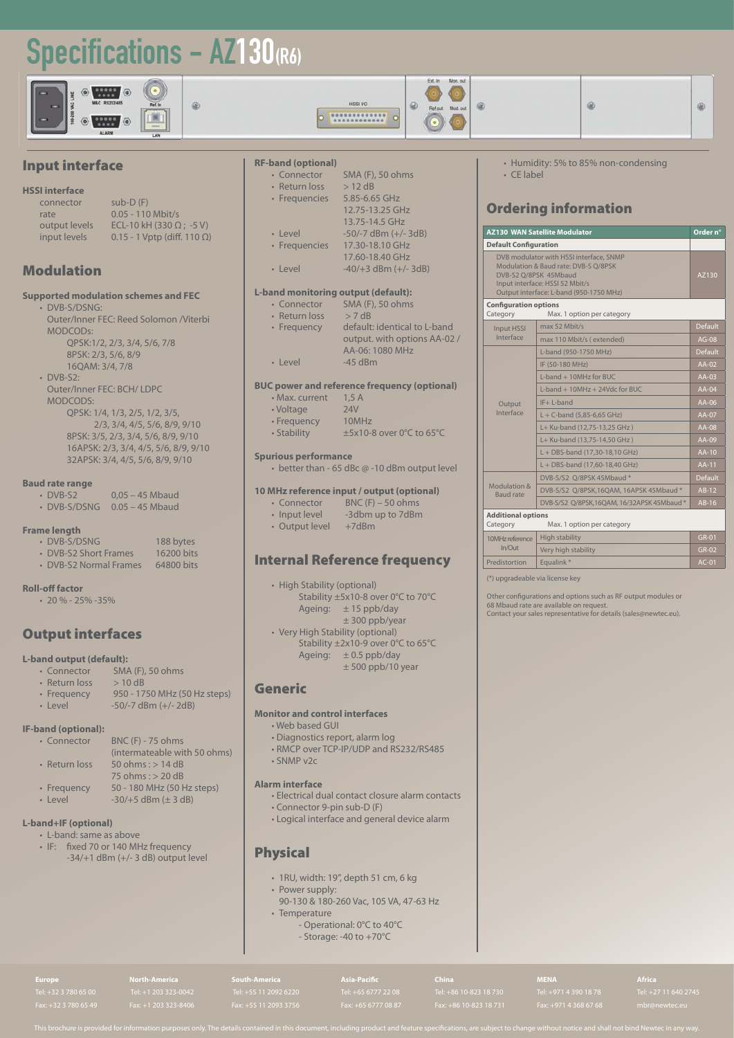# Specifications – AZ130 (R6)

## Input interface

### HSSI interface

| | |
|---|---|
| connector | sub-D (F) |
| rate | 0.05 - 110 Mbit/s |
| output levels | ECL-10 kH (330 Ω ; -5 V) |
| input levels | 0.15 - 1 Vptp (diff. 110 Ω) |

## Modulation

### Supported modulation schemes and FEC

- DVB-S/DSNG:
  Outer/Inner FEC: Reed Solomon /Viterbi
  MODCODs:
  QPSK:1/2, 2/3, 3/4, 5/6, 7/8
  8PSK: 2/3, 5/6, 8/9
  16QAM: 3/4, 7/8
- DVB-S2:
  Outer/Inner FEC: BCH/ LDPC
  MODCODS:
  QPSK: 1/4, 1/3, 2/5, 1/2, 3/5, 2/3, 3/4, 4/5, 5/6, 8/9, 9/10
  8PSK: 3/5, 2/3, 3/4, 5/6, 8/9, 9/10
  16APSK: 2/3, 3/4, 4/5, 5/6, 8/9, 9/10
  32APSK: 3/4, 4/5, 5/6, 8/9, 9/10

### Baud rate range

- DVB-S2 0,05 – 45 Mbaud
- DVB-S/DSNG 0.05 – 45 Mbaud

### Frame length

- DVB-S/DSNG 188 bytes
- DVB-S2 Short Frames 16200 bits
- DVB-S2 Normal Frames 64800 bits

### Roll-off factor

- 20 % - 25% -35%

## Output interfaces

### L-band output (default):

- Connector SMA (F), 50 ohms
- Return loss > 10 dB
- Frequency 950 - 1750 MHz (50 Hz steps)
- Level -50/-7 dBm (+/- 2dB)

### IF-band (optional):

- Connector BNC (F) - 75 ohms (intermateable with 50 ohms)
- Return loss 50 ohms : > 14 dB
  75 ohms : > 20 dB
- Frequency 50 - 180 MHz (50 Hz steps)
- Level -30/+5 dBm (± 3 dB)

### L-band+IF (optional)

- L-band: same as above
- IF: fixed 70 or 140 MHz frequency -34/+1 dBm (+/- 3 dB) output level

### RF-band (optional)

- Connector SMA (F), 50 ohms
- Return loss > 12 dB
- Frequencies 5.85-6.65 GHz
  12.75-13.25 GHz
  13.75-14.5 GHz
- Level -50/-7 dBm (+/- 3dB)
- Frequencies 17.30-18.10 GHz
  17.60-18.40 GHz
- Level -40/+3 dBm (+/- 3dB)

### L-band monitoring output (default):

- Connector SMA (F), 50 ohms
- Return loss > 7 dB
- Frequency default: identical to L-band output. with options AA-02 / AA-06: 1080 MHz
- Level -45 dBm

### BUC power and reference frequency (optional)

- Max. current 1,5 A
- Voltage 24V
- Frequency 10MHz
- Stability ±5x10-8 over 0°C to 65°C

### Spurious performance

- better than - 65 dBc @ -10 dBm output level

### 10 MHz reference input / output (optional)

- Connector BNC (F) – 50 ohms
- Input level -3dbm up to 7dBm
- Output level +7dBm

## Internal Reference frequency

- High Stability (optional)
  Stability ±5x10-8 over 0°C to 70°C
  Ageing: ± 15 ppb/day
  ± 300 ppb/year
- Very High Stability (optional)
  Stability ±2x10-9 over 0°C to 65°C
  Ageing: ± 0.5 ppb/day
  ± 500 ppb/10 year

## Generic

### Monitor and control interfaces

- Web based GUI
- Diagnostics report, alarm log
- RMCP over TCP-IP/UDP and RS232/RS485
- SNMP v2c

### Alarm interface

- Electrical dual contact closure alarm contacts
- Connector 9-pin sub-D (F)
- Logical interface and general device alarm

## Physical

- 1RU, width: 19", depth 51 cm, 6 kg
- Power supply:
  90-130 & 180-260 Vac, 105 VA, 47-63 Hz
- Temperature
  - Operational: 0°C to 40°C
  - Storage: -40 to +70°C
- Humidity: 5% to 85% non-condensing
- CE label

## Ordering information

| AZ130 WAN Satellite Modulator | | Order n° |
|---|---|---|
| **Default Configuration** | | |
| DVB modulator with HSSI interface, SNMP<br>Modulation & Baud rate: DVB-S Q/8PSK<br>DVB-S2 Q/8PSK 45Mbaud<br>Input interface: HSSI 52 Mbit/s<br>Output interface: L-band (950-1750 MHz) | | AZ130 |
| **Configuration options** | | |
| Category | Max. 1 option per category | |
| Input HSSI Interface | max 52 Mbit/s | Default |
| | max 110 Mbit/s ( extended) | AG-08 |
| Output Interface | L-band (950-1750 MHz) | Default |
| | IF (50-180 MHz) | AA-02 |
| | L-band + 10MHz for BUC | AA-03 |
| | L-band + 10MHz + 24Vdc for BUC | AA-04 |
| | IF+ L-band | AA-06 |
| | L + C-band (5,85-6,65 GHz) | AA-07 |
| | L+ Ku-band (12,75-13,25 GHz ) | AA-08 |
| | L+ Ku-band (13,75-14,50 GHz ) | AA-09 |
| | L + DBS-band (17,30-18,10 GHz) | AA-10 |
| | L + DBS-band (17,60-18,40 GHz) | AA-11 |
| Modulation & Baud rate | DVB-S/S2 Q/8PSK 45Mbaud * | Default |
| | DVB-S/S2 Q/8PSK,16QAM, 16APSK 45Mbaud * | AB-12 |
| | DVB-S/S2 Q/8PSK,16QAM, 16/32APSK 45Mbaud * | AB-16 |
| **Additional options** | | |
| Category | Max. 1 option per category | |
| 10MHz reference In/Out | High stability | GR-01 |
| | Very high stability | GR-02 |
| Predistortion | Equalink * | AC-01 |

(*) upgradeable via license key

Other configurations and options such as RF output modules or 68 Mbaud rate are available on request.
Contact your sales representative for details (sales@newtec.eu).

| Europe | North-America | South-America | Asia-Pacific | China | MENA | Africa |
|---|---|---|---|---|---|---|
| Tel: +32 3 780 65 00 | Tel: +1 203 323-0042 | Tel: +55 11 2092 6220 | Tel: +65 6777 22 08 | Tel: +86 10-823 18 730 | Tel: +971 4 390 18 78 | Tel: +27 11 640 2745 |
| Fax: +32 3 780 65 49 | Fax: +1 203 323-8406 | Fax: +55 11 2093 3756 | Fax: +65 6777 08 87 | Fax: +86 10-823 18 731 | Fax: +971 4 368 67 68 | mbr@newtec.eu |

This brochure is provided for information purposes only. The details contained in this document, including product and feature specifications, are subject to change without notice and shall not bind Newtec in any way.